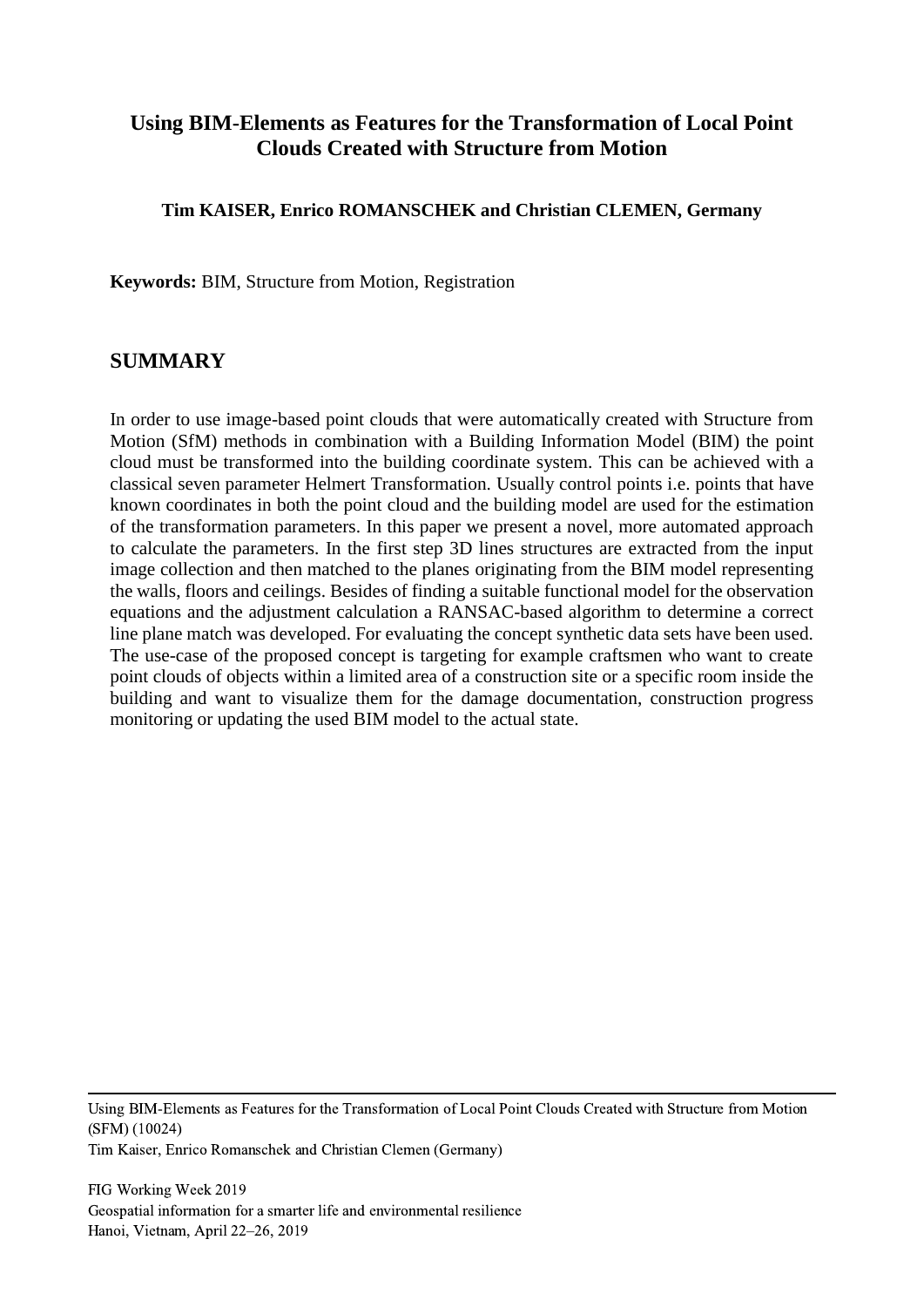# Using BIM-Elements as Features for the Transformation of Local Point Clouds Created with Structure from Motion

**Tim KAISER, Enrico ROMANSCHEK and Christian CLEMEN, Germany**

**Keywords:** BIM, Structure from Motion, Registration

## SUMMARY

In order to use image-based point clouds that were automatically created with Structure from Motion (SfM) methods in combination with a Building Information Model (BIM) the point cloud must be transformed into the building coordinate system. This can be achieved with a classical seven parameter Helmert Transformation. Usually control points i.e. points that have known coordinates in both the point cloud and the building model are used for the estimation of the transformation parameters. In this paper we present a novel, more automated approach to calculate the parameters. In the first step 3D lines structures are extracted from the input image collection and then matched to the planes originating from the BIM model representing the walls, floors and ceilings. Besides of finding a suitable functional model for the observation equations and the adjustment calculation a RANSAC-based algorithm to determine a correct line plane match was developed. For evaluating the concept synthetic data sets have been used. The use-case of the proposed concept is targeting for example craftsmen who want to create point clouds of objects within a limited area of a construction site or a specific room inside the building and want to visualize them for the damage documentation, construction progress monitoring or updating the used BIM model to the actual state.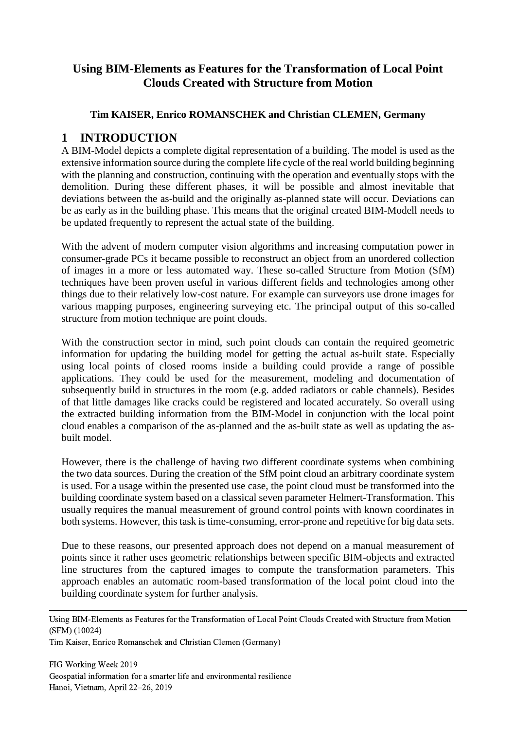# Using BIM-Elements as Features for the Transformation of Local Point Clouds Created with Structure from Motion

**Tim KAISER, Enrico ROMANSCHEK and Christian CLEMEN, Germany**

## 1 INTRODUCTION

A BIM-Model depicts a complete digital representation of a building. The model is used as the extensive information source during the complete life cycle of the real world building beginning with the planning and construction, continuing with the operation and eventually stops with the demolition. During these different phases, it will be possible and almost inevitable that deviations between the as-build and the originally as-planned state will occur. Deviations can be as early as in the building phase. This means that the original created BIM-Modell needs to be updated frequently to represent the actual state of the building.

With the advent of modern computer vision algorithms and increasing computation power in consumer-grade PCs it became possible to reconstruct an object from an unordered collection of images in a more or less automated way. These so-called Structure from Motion (SfM) techniques have been proven useful in various different fields and technologies among other things due to their relatively low-cost nature. For example can surveyors use drone images for various mapping purposes, engineering surveying etc. The principal output of this so-called structure from motion technique are point clouds.

With the construction sector in mind, such point clouds can contain the required geometric information for updating the building model for getting the actual as-built state. Especially using local points of closed rooms inside a building could provide a range of possible applications. They could be used for the measurement, modeling and documentation of subsequently build in structures in the room (e.g. added radiators or cable channels). Besides of that little damages like cracks could be registered and located accurately. So overall using the extracted building information from the BIM-Model in conjunction with the local point cloud enables a comparison of the as-planned and the as-built state as well as updating the as-built model.

However, there is the challenge of having two different coordinate systems when combining the two data sources. During the creation of the SfM point cloud an arbitrary coordinate system is used. For a usage within the presented use case, the point cloud must be transformed into the building coordinate system based on a classical seven parameter Helmert-Transformation. This usually requires the manual measurement of ground control points with known coordinates in both systems. However, this task is time-consuming, error-prone and repetitive for big data sets.

Due to these reasons, our presented approach does not depend on a manual measurement of points since it rather uses geometric relationships between specific BIM-objects and extracted line structures from the captured images to compute the transformation parameters. This approach enables an automatic room-based transformation of the local point cloud into the building coordinate system for further analysis.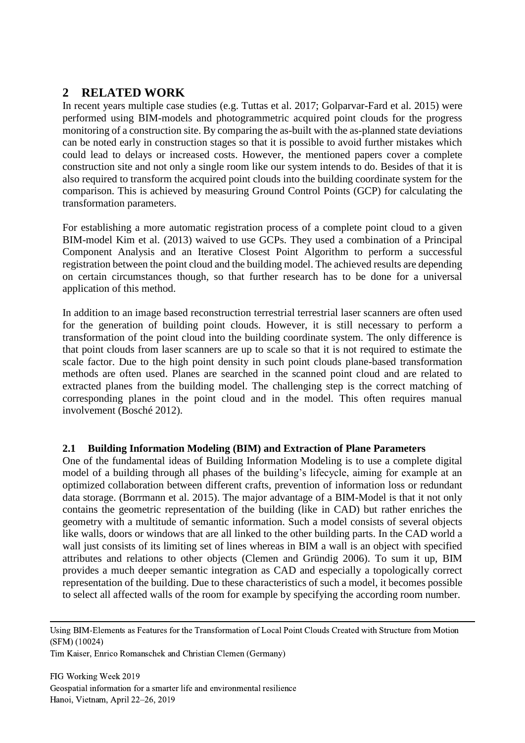## 2 RELATED WORK

In recent years multiple case studies (e.g. Tuttas et al. 2017; Golparvar-Fard et al. 2015) were performed using BIM-models and photogrammetric acquired point clouds for the progress monitoring of a construction site. By comparing the as-built with the as-planned state deviations can be noted early in construction stages so that it is possible to avoid further mistakes which could lead to delays or increased costs. However, the mentioned papers cover a complete construction site and not only a single room like our system intends to do. Besides of that it is also required to transform the acquired point clouds into the building coordinate system for the comparison. This is achieved by measuring Ground Control Points (GCP) for calculating the transformation parameters.

For establishing a more automatic registration process of a complete point cloud to a given BIM-model Kim et al. (2013) waived to use GCPs. They used a combination of a Principal Component Analysis and an Iterative Closest Point Algorithm to perform a successful registration between the point cloud and the building model. The achieved results are depending on certain circumstances though, so that further research has to be done for a universal application of this method.

In addition to an image based reconstruction terrestrial terrestrial laser scanners are often used for the generation of building point clouds. However, it is still necessary to perform a transformation of the point cloud into the building coordinate system. The only difference is that point clouds from laser scanners are up to scale so that it is not required to estimate the scale factor. Due to the high point density in such point clouds plane-based transformation methods are often used. Planes are searched in the scanned point cloud and are related to extracted planes from the building model. The challenging step is the correct matching of corresponding planes in the point cloud and in the model. This often requires manual involvement (Bosché 2012).

### 2.1 Building Information Modeling (BIM) and Extraction of Plane Parameters

One of the fundamental ideas of Building Information Modeling is to use a complete digital model of a building through all phases of the building's lifecycle, aiming for example at an optimized collaboration between different crafts, prevention of information loss or redundant data storage. (Borrmann et al. 2015). The major advantage of a BIM-Model is that it not only contains the geometric representation of the building (like in CAD) but rather enriches the geometry with a multitude of semantic information. Such a model consists of several objects like walls, doors or windows that are all linked to the other building parts. In the CAD world a wall just consists of its limiting set of lines whereas in BIM a wall is an object with specified attributes and relations to other objects (Clemen and Gründig 2006). To sum it up, BIM provides a much deeper semantic integration as CAD and especially a topologically correct representation of the building. Due to these characteristics of such a model, it becomes possible to select all affected walls of the room for example by specifying the according room number.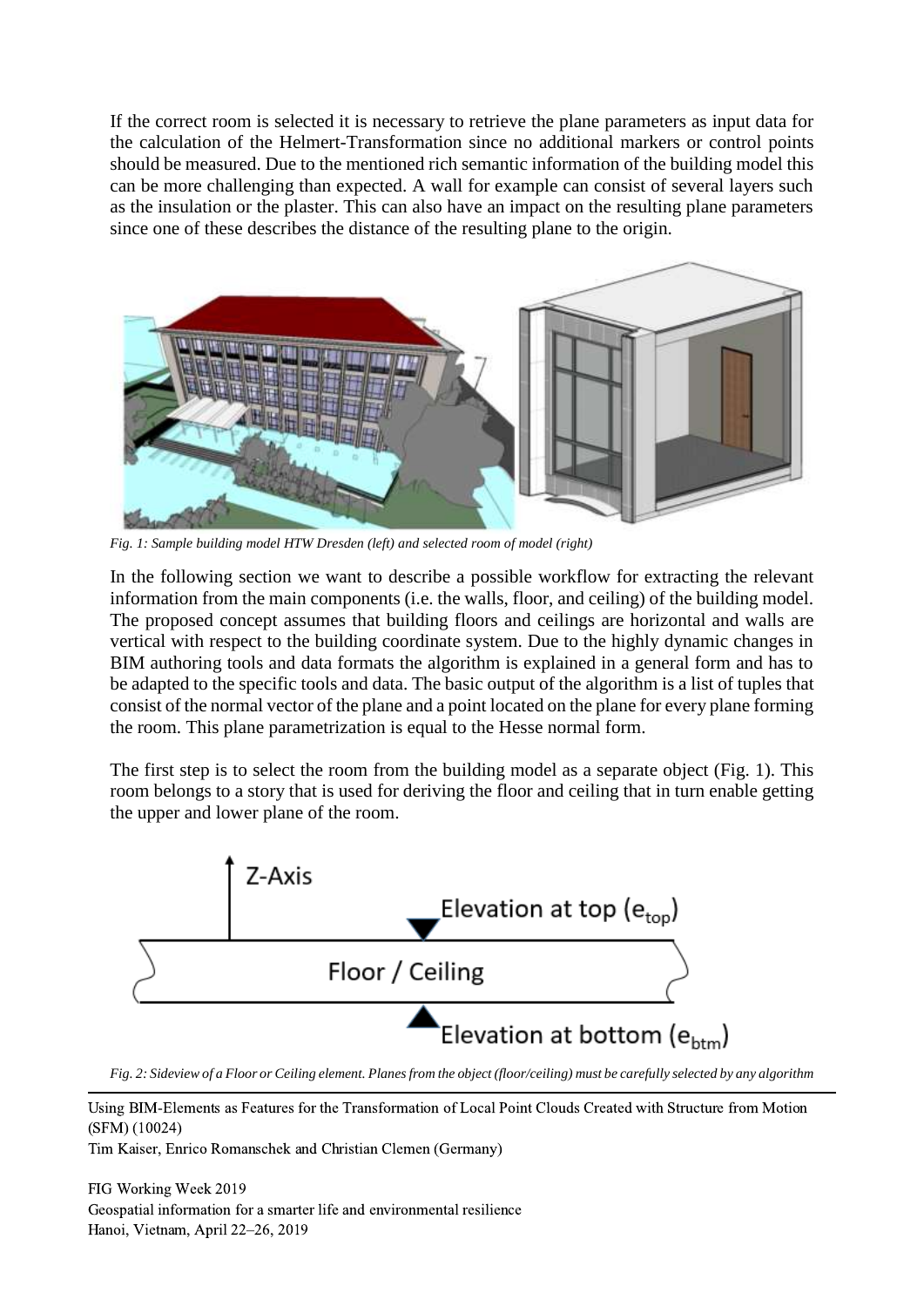If the correct room is selected it is necessary to retrieve the plane parameters as input data for the calculation of the Helmert-Transformation since no additional markers or control points should be measured. Due to the mentioned rich semantic information of the building model this can be more challenging than expected. A wall for example can consist of several layers such as the insulation or the plaster. This can also have an impact on the resulting plane parameters since one of these describes the distance of the resulting plane to the origin.

*Fig. 1: Sample building model HTW Dresden (left) and selected room of model (right)*

In the following section we want to describe a possible workflow for extracting the relevant information from the main components (i.e. the walls, floor, and ceiling) of the building model. The proposed concept assumes that building floors and ceilings are horizontal and walls are vertical with respect to the building coordinate system. Due to the highly dynamic changes in BIM authoring tools and data formats the algorithm is explained in a general form and has to be adapted to the specific tools and data. The basic output of the algorithm is a list of tuples that consist of the normal vector of the plane and a point located on the plane for every plane forming the room. This plane parametrization is equal to the Hesse normal form.

The first step is to select the room from the building model as a separate object (Fig. 1). This room belongs to a story that is used for deriving the floor and ceiling that in turn enable getting the upper and lower plane of the room.

*Fig. 2: Sideview of a Floor or Ceiling element. Planes from the object (floor/ceiling) must be carefully selected by any algorithm*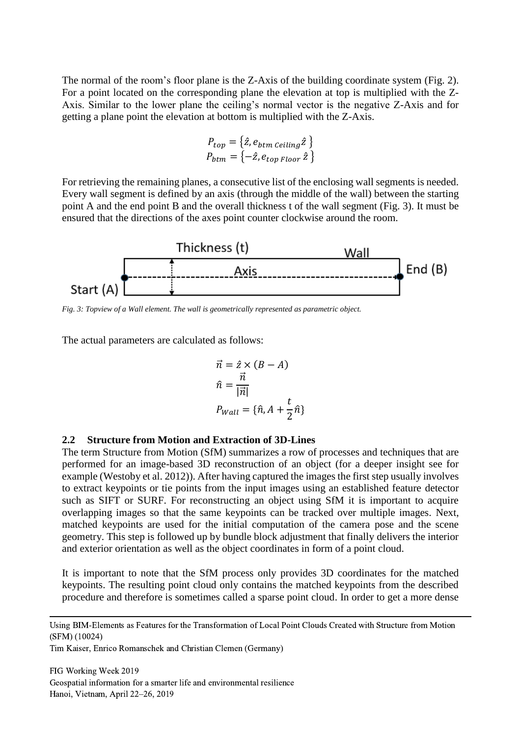The normal of the room's floor plane is the Z-Axis of the building coordinate system (Fig. 2). For a point located on the corresponding plane the elevation at top is multiplied with the Z-Axis. Similar to the lower plane the ceiling's normal vector is the negative Z-Axis and for getting a plane point the elevation at bottom is multiplied with the Z-Axis.

$$P_{top} = \{\hat{z}, e_{btm\ Ceiling}\hat{z}\}$$
$$P_{btm} = \{-\hat{z}, e_{top\ Floor}\ \hat{z}\}$$

For retrieving the remaining planes, a consecutive list of the enclosing wall segments is needed. Every wall segment is defined by an axis (through the middle of the wall) between the starting point A and the end point B and the overall thickness t of the wall segment (Fig. 3). It must be ensured that the directions of the axes point counter clockwise around the room.

*Fig. 3: Topview of a Wall element. The wall is geometrically represented as parametric object.*

The actual parameters are calculated as follows:

$$\vec{n} = \hat{z} \times (B - A)$$
$$\hat{n} = \frac{\vec{n}}{|\vec{n}|}$$
$$P_{Wall} = \{\hat{n}, A + \frac{t}{2}\hat{n}\}$$

### 2.2 Structure from Motion and Extraction of 3D-Lines

The term Structure from Motion (SfM) summarizes a row of processes and techniques that are performed for an image-based 3D reconstruction of an object (for a deeper insight see for example (Westoby et al. 2012)). After having captured the images the first step usually involves to extract keypoints or tie points from the input images using an established feature detector such as SIFT or SURF. For reconstructing an object using SfM it is important to acquire overlapping images so that the same keypoints can be tracked over multiple images. Next, matched keypoints are used for the initial computation of the camera pose and the scene geometry. This step is followed up by bundle block adjustment that finally delivers the interior and exterior orientation as well as the object coordinates in form of a point cloud.

It is important to note that the SfM process only provides 3D coordinates for the matched keypoints. The resulting point cloud only contains the matched keypoints from the described procedure and therefore is sometimes called a sparse point cloud. In order to get a more dense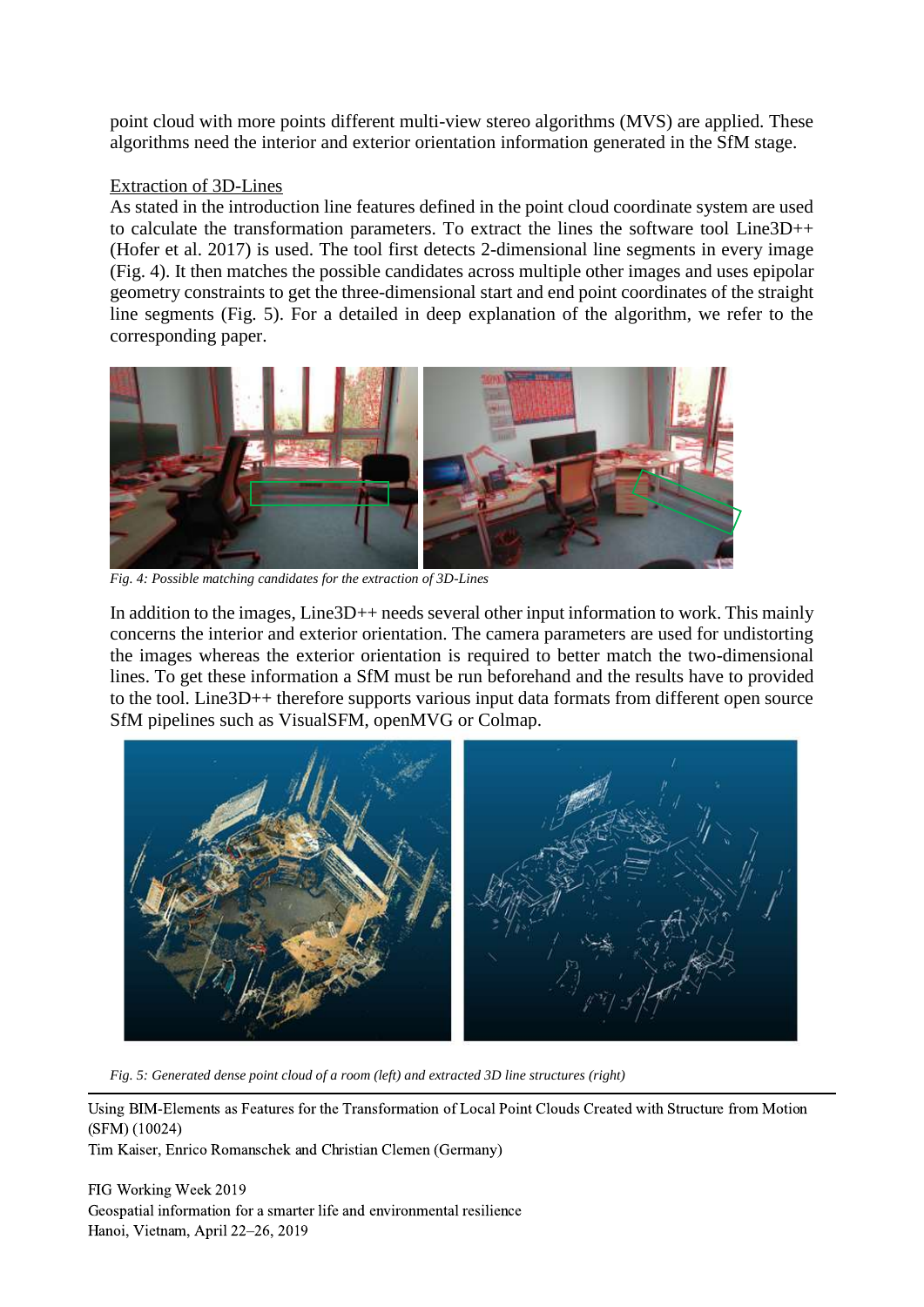point cloud with more points different multi-view stereo algorithms (MVS) are applied. These algorithms need the interior and exterior orientation information generated in the SfM stage.

Extraction of 3D-Lines

As stated in the introduction line features defined in the point cloud coordinate system are used to calculate the transformation parameters. To extract the lines the software tool Line3D++ (Hofer et al. 2017) is used. The tool first detects 2-dimensional line segments in every image (Fig. 4). It then matches the possible candidates across multiple other images and uses epipolar geometry constraints to get the three-dimensional start and end point coordinates of the straight line segments (Fig. 5). For a detailed in deep explanation of the algorithm, we refer to the corresponding paper.

*Fig. 4: Possible matching candidates for the extraction of 3D-Lines*

In addition to the images, Line3D++ needs several other input information to work. This mainly concerns the interior and exterior orientation. The camera parameters are used for undistorting the images whereas the exterior orientation is required to better match the two-dimensional lines. To get these information a SfM must be run beforehand and the results have to provided to the tool. Line3D++ therefore supports various input data formats from different open source SfM pipelines such as VisualSFM, openMVG or Colmap.

*Fig. 5: Generated dense point cloud of a room (left) and extracted 3D line structures (right)*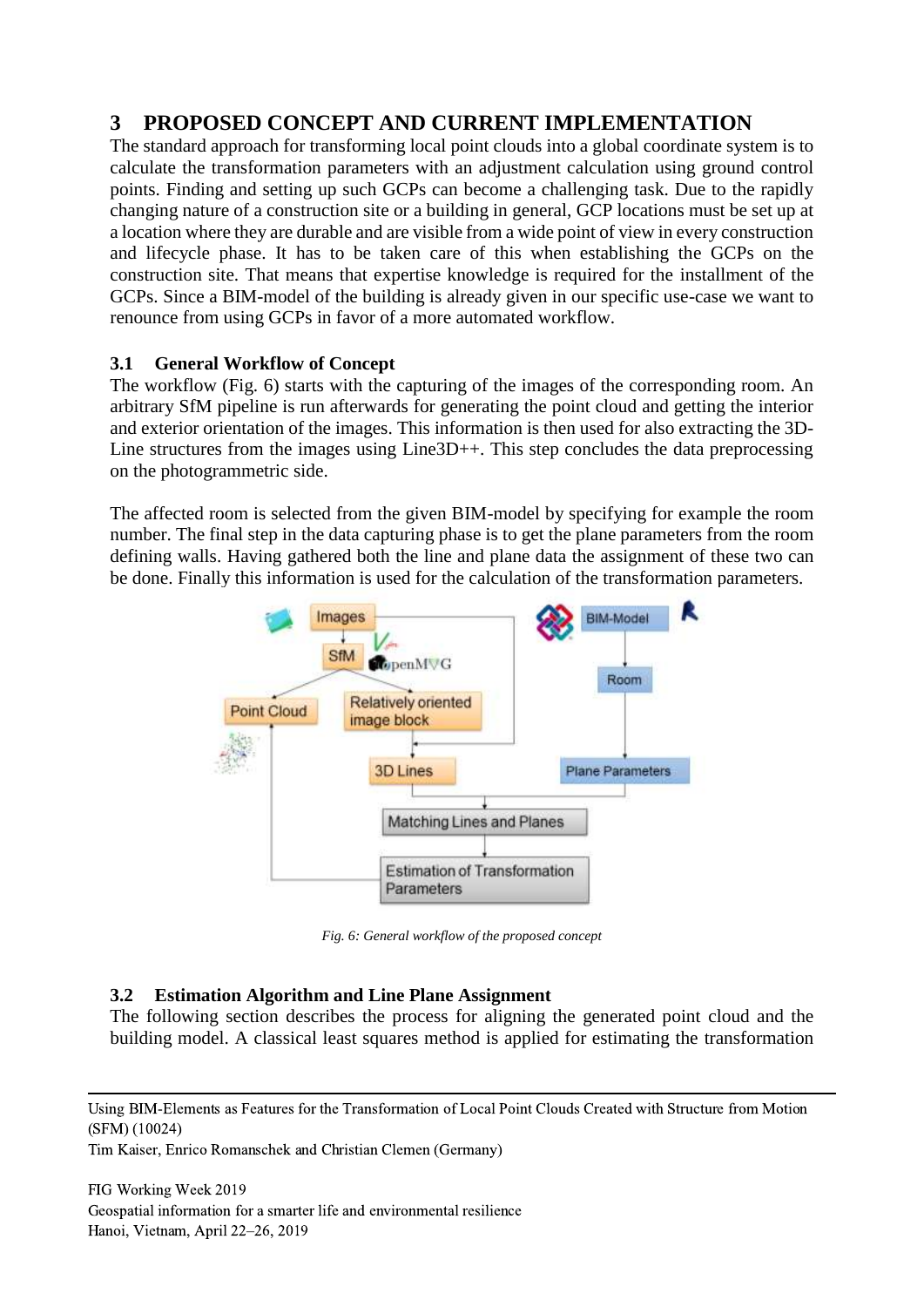# 3 PROPOSED CONCEPT AND CURRENT IMPLEMENTATION

The standard approach for transforming local point clouds into a global coordinate system is to calculate the transformation parameters with an adjustment calculation using ground control points. Finding and setting up such GCPs can become a challenging task. Due to the rapidly changing nature of a construction site or a building in general, GCP locations must be set up at a location where they are durable and are visible from a wide point of view in every construction and lifecycle phase. It has to be taken care of this when establishing the GCPs on the construction site. That means that expertise knowledge is required for the installment of the GCPs. Since a BIM-model of the building is already given in our specific use-case we want to renounce from using GCPs in favor of a more automated workflow.

## 3.1 General Workflow of Concept

The workflow (Fig. 6) starts with the capturing of the images of the corresponding room. An arbitrary SfM pipeline is run afterwards for generating the point cloud and getting the interior and exterior orientation of the images. This information is then used for also extracting the 3D-Line structures from the images using Line3D++. This step concludes the data preprocessing on the photogrammetric side.

The affected room is selected from the given BIM-model by specifying for example the room number. The final step in the data capturing phase is to get the plane parameters from the room defining walls. Having gathered both the line and plane data the assignment of these two can be done. Finally this information is used for the calculation of the transformation parameters.

*Fig. 6: General workflow of the proposed concept*

## 3.2 Estimation Algorithm and Line Plane Assignment

The following section describes the process for aligning the generated point cloud and the building model. A classical least squares method is applied for estimating the transformation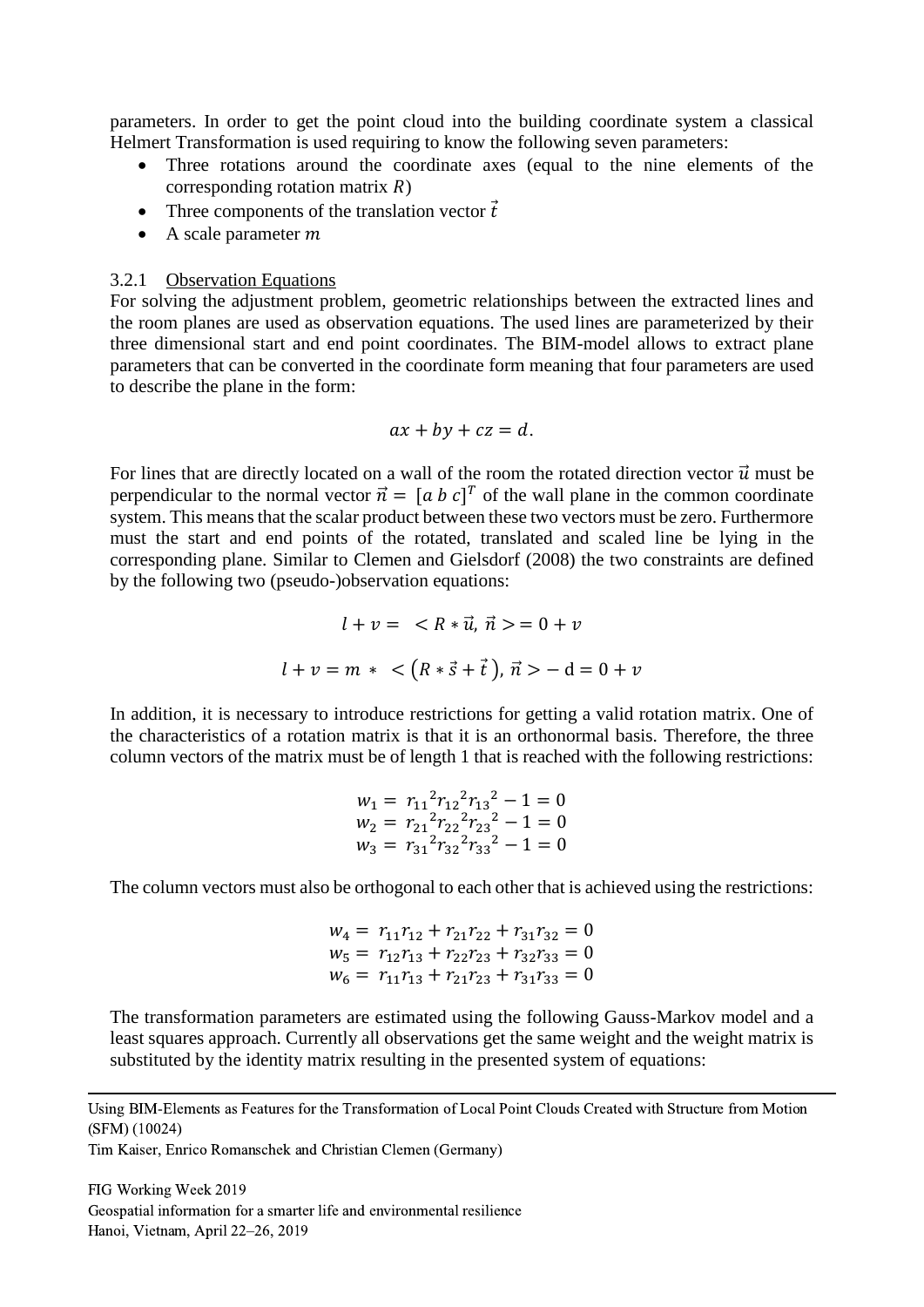parameters. In order to get the point cloud into the building coordinate system a classical Helmert Transformation is used requiring to know the following seven parameters:

- Three rotations around the coordinate axes (equal to the nine elements of the corresponding rotation matrix $R$)
- Three components of the translation vector $\vec{t}$
- A scale parameter $m$

### 3.2.1 Observation Equations

For solving the adjustment problem, geometric relationships between the extracted lines and the room planes are used as observation equations. The used lines are parameterized by their three dimensional start and end point coordinates. The BIM-model allows to extract plane parameters that can be converted in the coordinate form meaning that four parameters are used to describe the plane in the form:

$$ax + by + cz = d.$$

For lines that are directly located on a wall of the room the rotated direction vector $\vec{u}$ must be perpendicular to the normal vector $\vec{n} = [a\ b\ c]^T$ of the wall plane in the common coordinate system. This means that the scalar product between these two vectors must be zero. Furthermore must the start and end points of the rotated, translated and scaled line be lying in the corresponding plane. Similar to Clemen and Gielsdorf (2008) the two constraints are defined by the following two (pseudo-)observation equations:

$$l + v = \ < R * \vec{u},\, \vec{n} > = 0 + v$$

$$l + v = m\ *\ < \left(R * \vec{s} + \vec{t}\,\right), \vec{n} > - \mathrm{d} = 0 + v$$

In addition, it is necessary to introduce restrictions for getting a valid rotation matrix. One of the characteristics of a rotation matrix is that it is an orthonormal basis. Therefore, the three column vectors of the matrix must be of length 1 that is reached with the following restrictions:

$$w_1 = \ {r_{11}}^2{r_{12}}^2{r_{13}}^2 - 1 = 0$$
$$w_2 = \ {r_{21}}^2{r_{22}}^2{r_{23}}^2 - 1 = 0$$
$$w_3 = \ {r_{31}}^2{r_{32}}^2{r_{33}}^2 - 1 = 0$$

The column vectors must also be orthogonal to each other that is achieved using the restrictions:

$$w_4 = \ r_{11}r_{12} + r_{21}r_{22} + r_{31}r_{32} = 0$$
$$w_5 = \ r_{12}r_{13} + r_{22}r_{23} + r_{32}r_{33} = 0$$
$$w_6 = \ r_{11}r_{13} + r_{21}r_{23} + r_{31}r_{33} = 0$$

The transformation parameters are estimated using the following Gauss-Markov model and a least squares approach. Currently all observations get the same weight and the weight matrix is substituted by the identity matrix resulting in the presented system of equations: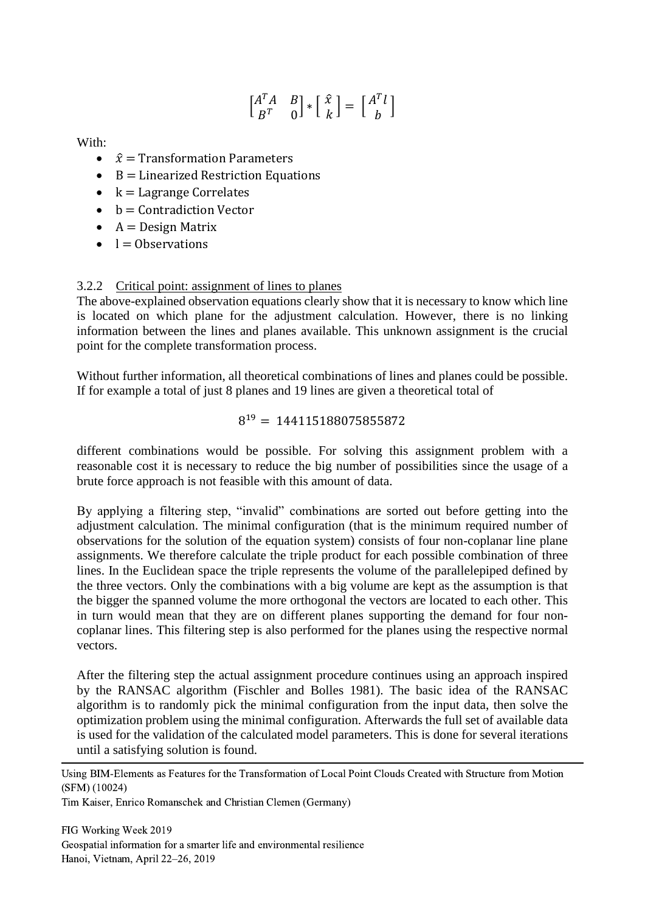$$\begin{bmatrix} A^T A & B \\ B^T & 0 \end{bmatrix} * \begin{bmatrix} \hat{x} \\ k \end{bmatrix} = \begin{bmatrix} A^T l \\ b \end{bmatrix}$$

With:

- $\hat{x} = \text{Transformation Parameters}$
- $\text{B} = \text{Linearized Restriction Equations}$
- $\text{k} = \text{Lagrange Correlates}$
- $\text{b} = \text{Contradiction Vector}$
- $\text{A} = \text{Design Matrix}$
- $\text{l} = \text{Observations}$

### 3.2.2 Critical point: assignment of lines to planes

The above-explained observation equations clearly show that it is necessary to know which line is located on which plane for the adjustment calculation. However, there is no linking information between the lines and planes available. This unknown assignment is the crucial point for the complete transformation process.

Without further information, all theoretical combinations of lines and planes could be possible. If for example a total of just 8 planes and 19 lines are given a theoretical total of

$$8^{19} = 144115188075855872$$

different combinations would be possible. For solving this assignment problem with a reasonable cost it is necessary to reduce the big number of possibilities since the usage of a brute force approach is not feasible with this amount of data.

By applying a filtering step, "invalid" combinations are sorted out before getting into the adjustment calculation. The minimal configuration (that is the minimum required number of observations for the solution of the equation system) consists of four non-coplanar line plane assignments. We therefore calculate the triple product for each possible combination of three lines. In the Euclidean space the triple represents the volume of the parallelepiped defined by the three vectors. Only the combinations with a big volume are kept as the assumption is that the bigger the spanned volume the more orthogonal the vectors are located to each other. This in turn would mean that they are on different planes supporting the demand for four non-coplanar lines. This filtering step is also performed for the planes using the respective normal vectors.

After the filtering step the actual assignment procedure continues using an approach inspired by the RANSAC algorithm (Fischler and Bolles 1981). The basic idea of the RANSAC algorithm is to randomly pick the minimal configuration from the input data, then solve the optimization problem using the minimal configuration. Afterwards the full set of available data is used for the validation of the calculated model parameters. This is done for several iterations until a satisfying solution is found.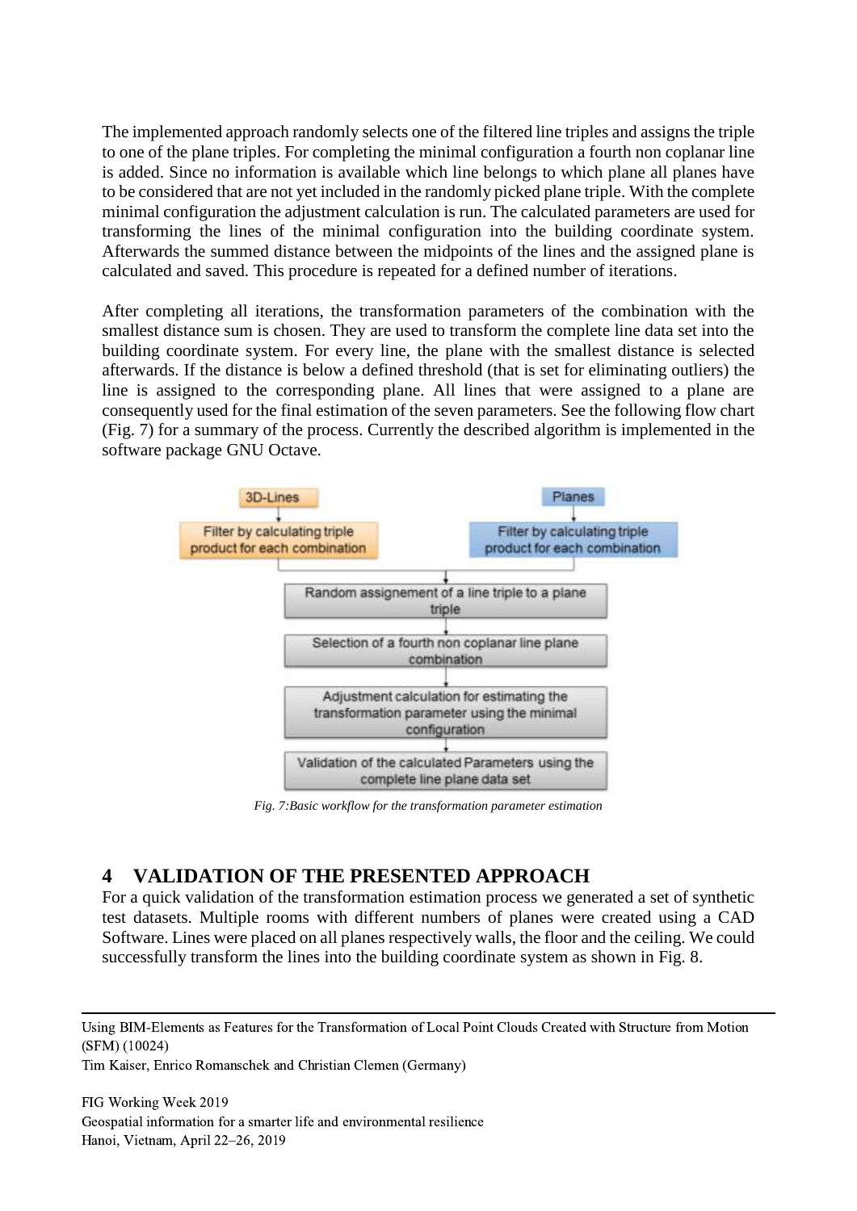The implemented approach randomly selects one of the filtered line triples and assigns the triple to one of the plane triples. For completing the minimal configuration a fourth non coplanar line is added. Since no information is available which line belongs to which plane all planes have to be considered that are not yet included in the randomly picked plane triple. With the complete minimal configuration the adjustment calculation is run. The calculated parameters are used for transforming the lines of the minimal configuration into the building coordinate system. Afterwards the summed distance between the midpoints of the lines and the assigned plane is calculated and saved. This procedure is repeated for a defined number of iterations.

After completing all iterations, the transformation parameters of the combination with the smallest distance sum is chosen. They are used to transform the complete line data set into the building coordinate system. For every line, the plane with the smallest distance is selected afterwards. If the distance is below a defined threshold (that is set for eliminating outliers) the line is assigned to the corresponding plane. All lines that were assigned to a plane are consequently used for the final estimation of the seven parameters. See the following flow chart (Fig. 7) for a summary of the process. Currently the described algorithm is implemented in the software package GNU Octave.

*Fig. 7:Basic workflow for the transformation parameter estimation*

## 4 VALIDATION OF THE PRESENTED APPROACH

For a quick validation of the transformation estimation process we generated a set of synthetic test datasets. Multiple rooms with different numbers of planes were created using a CAD Software. Lines were placed on all planes respectively walls, the floor and the ceiling. We could successfully transform the lines into the building coordinate system as shown in Fig. 8.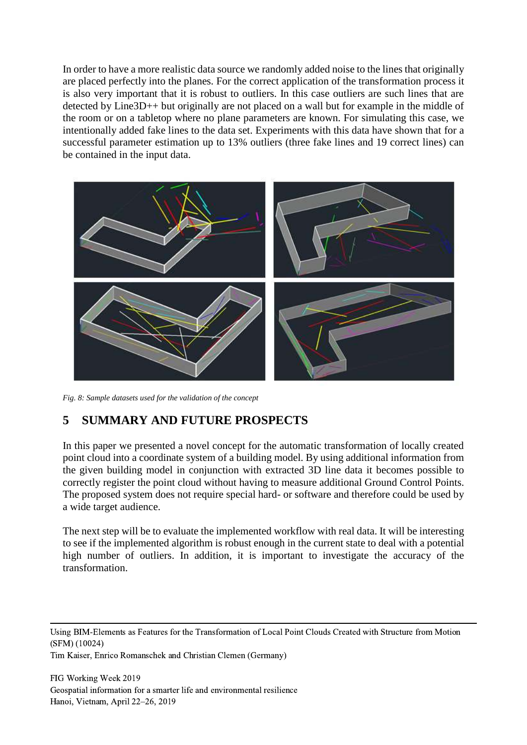In order to have a more realistic data source we randomly added noise to the lines that originally are placed perfectly into the planes. For the correct application of the transformation process it is also very important that it is robust to outliers. In this case outliers are such lines that are detected by Line3D++ but originally are not placed on a wall but for example in the middle of the room or on a tabletop where no plane parameters are known. For simulating this case, we intentionally added fake lines to the data set. Experiments with this data have shown that for a successful parameter estimation up to 13% outliers (three fake lines and 19 correct lines) can be contained in the input data.

*Fig. 8: Sample datasets used for the validation of the concept*

## 5 SUMMARY AND FUTURE PROSPECTS

In this paper we presented a novel concept for the automatic transformation of locally created point cloud into a coordinate system of a building model. By using additional information from the given building model in conjunction with extracted 3D line data it becomes possible to correctly register the point cloud without having to measure additional Ground Control Points. The proposed system does not require special hard- or software and therefore could be used by a wide target audience.

The next step will be to evaluate the implemented workflow with real data. It will be interesting to see if the implemented algorithm is robust enough in the current state to deal with a potential high number of outliers. In addition, it is important to investigate the accuracy of the transformation.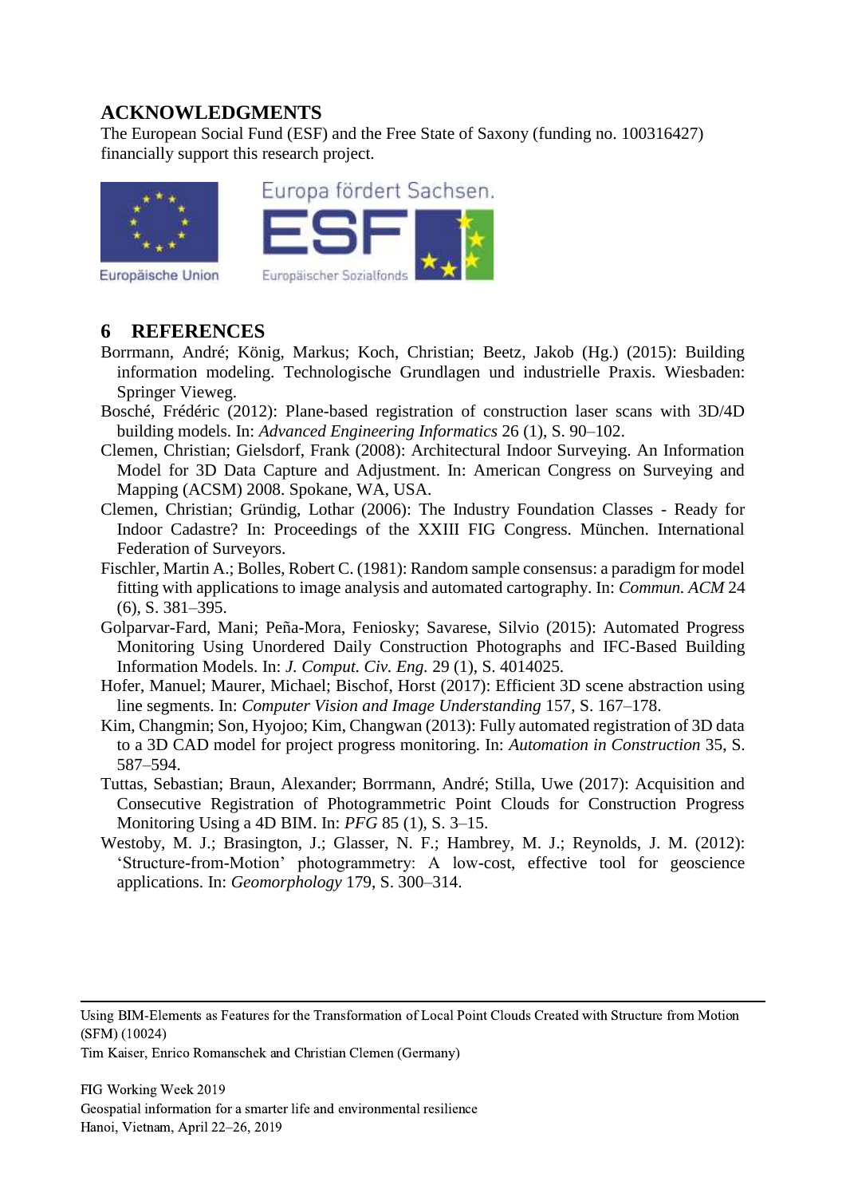## ACKNOWLEDGMENTS

The European Social Fund (ESF) and the Free State of Saxony (funding no. 100316427) financially support this research project.

## 6 REFERENCES

Borrmann, André; König, Markus; Koch, Christian; Beetz, Jakob (Hg.) (2015): Building information modeling. Technologische Grundlagen und industrielle Praxis. Wiesbaden: Springer Vieweg.

Bosché, Frédéric (2012): Plane-based registration of construction laser scans with 3D/4D building models. In: *Advanced Engineering Informatics* 26 (1), S. 90–102.

Clemen, Christian; Gielsdorf, Frank (2008): Architectural Indoor Surveying. An Information Model for 3D Data Capture and Adjustment. In: American Congress on Surveying and Mapping (ACSM) 2008. Spokane, WA, USA.

Clemen, Christian; Gründig, Lothar (2006): The Industry Foundation Classes - Ready for Indoor Cadastre? In: Proceedings of the XXIII FIG Congress. München. International Federation of Surveyors.

Fischler, Martin A.; Bolles, Robert C. (1981): Random sample consensus: a paradigm for model fitting with applications to image analysis and automated cartography. In: *Commun. ACM* 24 (6), S. 381–395.

Golparvar-Fard, Mani; Peña-Mora, Feniosky; Savarese, Silvio (2015): Automated Progress Monitoring Using Unordered Daily Construction Photographs and IFC-Based Building Information Models. In: *J. Comput. Civ. Eng.* 29 (1), S. 4014025.

Hofer, Manuel; Maurer, Michael; Bischof, Horst (2017): Efficient 3D scene abstraction using line segments. In: *Computer Vision and Image Understanding* 157, S. 167–178.

Kim, Changmin; Son, Hyojoo; Kim, Changwan (2013): Fully automated registration of 3D data to a 3D CAD model for project progress monitoring. In: *Automation in Construction* 35, S. 587–594.

Tuttas, Sebastian; Braun, Alexander; Borrmann, André; Stilla, Uwe (2017): Acquisition and Consecutive Registration of Photogrammetric Point Clouds for Construction Progress Monitoring Using a 4D BIM. In: *PFG* 85 (1), S. 3–15.

Westoby, M. J.; Brasington, J.; Glasser, N. F.; Hambrey, M. J.; Reynolds, J. M. (2012): 'Structure-from-Motion' photogrammetry: A low-cost, effective tool for geoscience applications. In: *Geomorphology* 179, S. 300–314.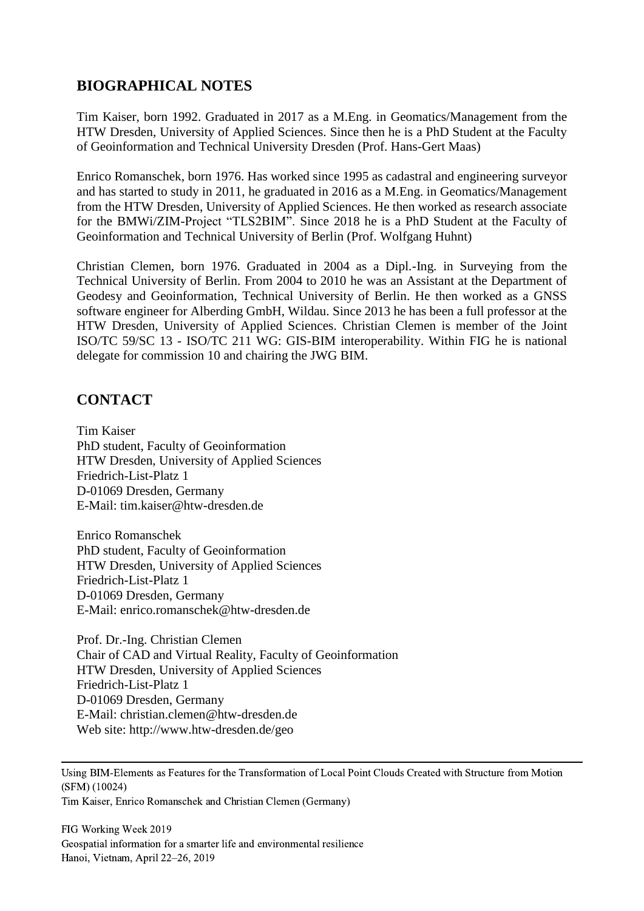## BIOGRAPHICAL NOTES

Tim Kaiser, born 1992. Graduated in 2017 as a M.Eng. in Geomatics/Management from the HTW Dresden, University of Applied Sciences. Since then he is a PhD Student at the Faculty of Geoinformation and Technical University Dresden (Prof. Hans-Gert Maas)

Enrico Romanschek, born 1976. Has worked since 1995 as cadastral and engineering surveyor and has started to study in 2011, he graduated in 2016 as a M.Eng. in Geomatics/Management from the HTW Dresden, University of Applied Sciences. He then worked as research associate for the BMWi/ZIM-Project "TLS2BIM". Since 2018 he is a PhD Student at the Faculty of Geoinformation and Technical University of Berlin (Prof. Wolfgang Huhnt)

Christian Clemen, born 1976. Graduated in 2004 as a Dipl.-Ing. in Surveying from the Technical University of Berlin. From 2004 to 2010 he was an Assistant at the Department of Geodesy and Geoinformation, Technical University of Berlin. He then worked as a GNSS software engineer for Alberding GmbH, Wildau. Since 2013 he has been a full professor at the HTW Dresden, University of Applied Sciences. Christian Clemen is member of the Joint ISO/TC 59/SC 13 - ISO/TC 211 WG: GIS-BIM interoperability. Within FIG he is national delegate for commission 10 and chairing the JWG BIM.

## CONTACT

Tim Kaiser
PhD student, Faculty of Geoinformation
HTW Dresden, University of Applied Sciences
Friedrich-List-Platz 1
D-01069 Dresden, Germany
E-Mail: tim.kaiser@htw-dresden.de

Enrico Romanschek
PhD student, Faculty of Geoinformation
HTW Dresden, University of Applied Sciences
Friedrich-List-Platz 1
D-01069 Dresden, Germany
E-Mail: enrico.romanschek@htw-dresden.de

Prof. Dr.-Ing. Christian Clemen
Chair of CAD and Virtual Reality, Faculty of Geoinformation
HTW Dresden, University of Applied Sciences
Friedrich-List-Platz 1
D-01069 Dresden, Germany
E-Mail: christian.clemen@htw-dresden.de
Web site: http://www.htw-dresden.de/geo